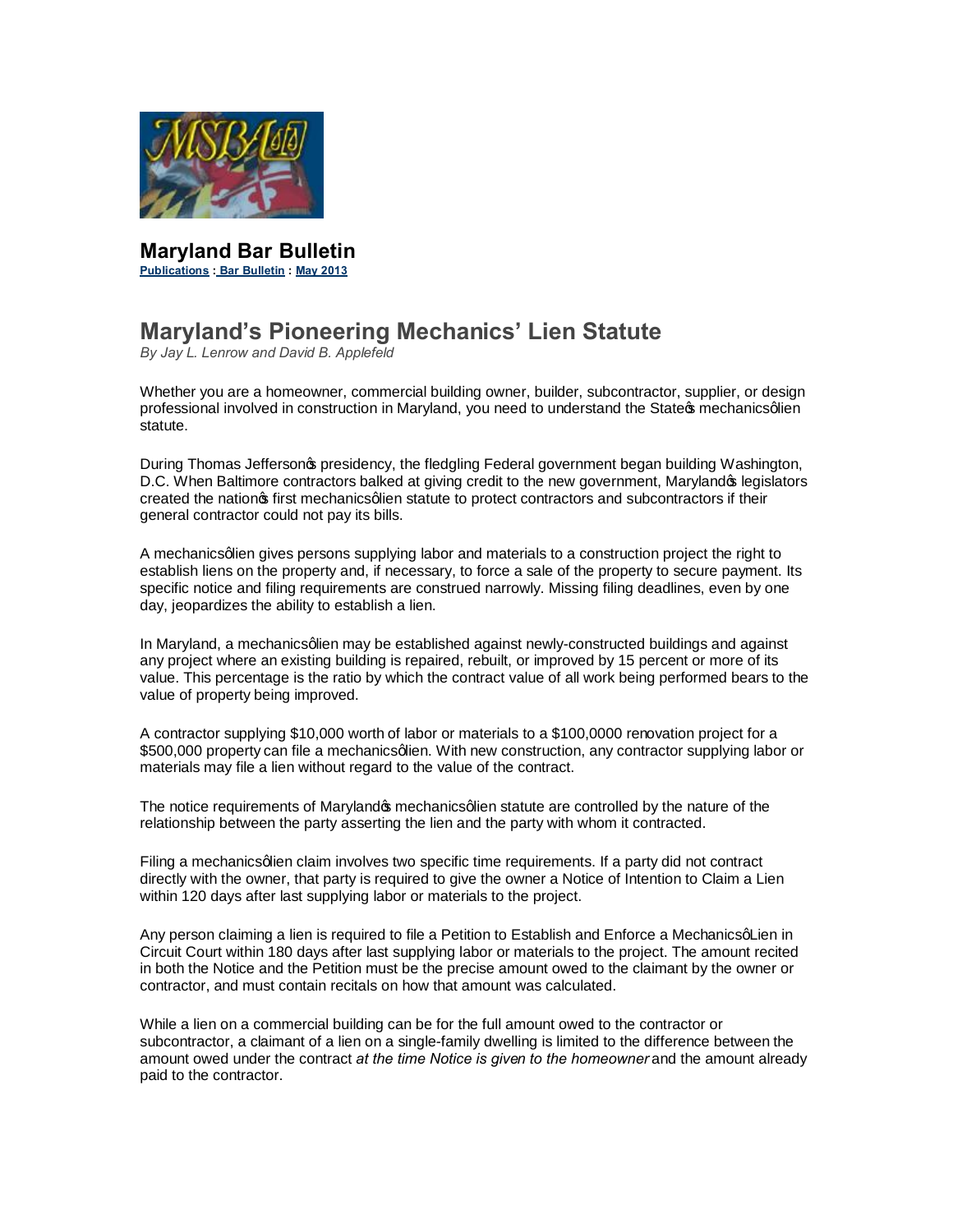## Maryland Bar Bulletin

Publications : Bar Bulletin : May 2013

# Maryland's Pioneering Mechanics' Lien Statute

*By Jay L. Lenrow and David B. Applefeld*

Whether you are a homeowner, commercial building owner, builder, subcontractor, supplier, or design professional involved in construction in Maryland, you need to understand the State's mechanics' lien statute.

During Thomas Jefferson's presidency, the fledgling Federal government began building Washington, D.C. When Baltimore contractors balked at giving credit to the new government, Maryland's legislators created the nation's first mechanics' lien statute to protect contractors and subcontractors if their general contractor could not pay its bills.

A mechanics' lien gives persons supplying labor and materials to a construction project the right to establish liens on the property and, if necessary, to force a sale of the property to secure payment. Its specific notice and filing requirements are construed narrowly. Missing filing deadlines, even by one day, jeopardizes the ability to establish a lien.

In Maryland, a mechanics' lien may be established against newly-constructed buildings and against any project where an existing building is repaired, rebuilt, or improved by 15 percent or more of its value. This percentage is the ratio by which the contract value of all work being performed bears to the value of property being improved.

A contractor supplying $10,000 worth of labor or materials to a $100,0000 renovation project for a $500,000 property can file a mechanics' lien. With new construction, any contractor supplying labor or materials may file a lien without regard to the value of the contract.

The notice requirements of Maryland's mechanics' lien statute are controlled by the nature of the relationship between the party asserting the lien and the party with whom it contracted.

Filing a mechanics' lien claim involves two specific time requirements. If a party did not contract directly with the owner, that party is required to give the owner a Notice of Intention to Claim a Lien within 120 days after last supplying labor or materials to the project.

Any person claiming a lien is required to file a Petition to Establish and Enforce a Mechanics' Lien in Circuit Court within 180 days after last supplying labor or materials to the project. The amount recited in both the Notice and the Petition must be the precise amount owed to the claimant by the owner or contractor, and must contain recitals on how that amount was calculated.

While a lien on a commercial building can be for the full amount owed to the contractor or subcontractor, a claimant of a lien on a single-family dwelling is limited to the difference between the amount owed under the contract *at the time Notice is given to the homeowner* and the amount already paid to the contractor.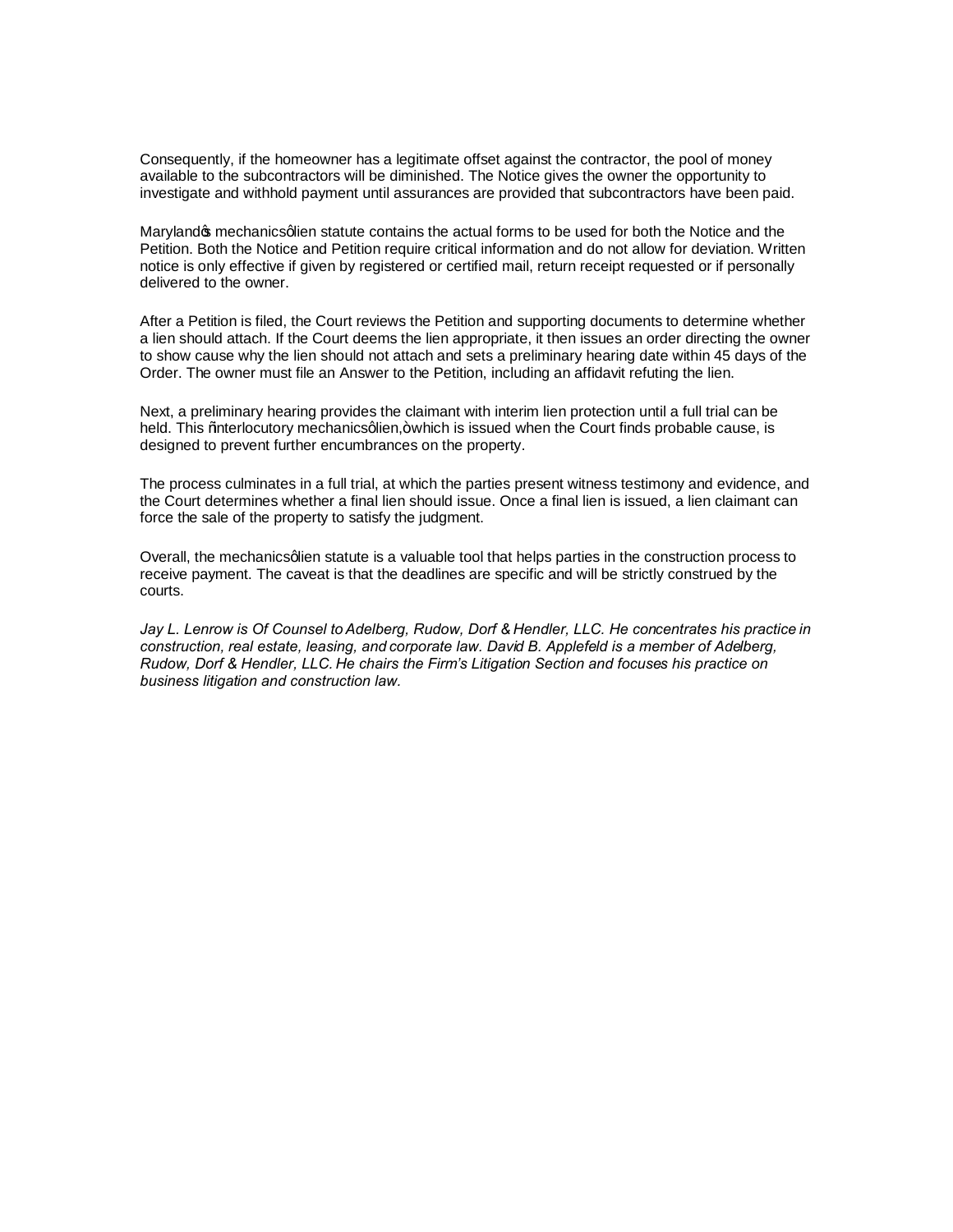Consequently, if the homeowner has a legitimate offset against the contractor, the pool of money available to the subcontractors will be diminished. The Notice gives the owner the opportunity to investigate and withhold payment until assurances are provided that subcontractors have been paid.

Maryland's mechanics' lien statute contains the actual forms to be used for both the Notice and the Petition. Both the Notice and Petition require critical information and do not allow for deviation. Written notice is only effective if given by registered or certified mail, return receipt requested or if personally delivered to the owner.

After a Petition is filed, the Court reviews the Petition and supporting documents to determine whether a lien should attach. If the Court deems the lien appropriate, it then issues an order directing the owner to show cause why the lien should not attach and sets a preliminary hearing date within 45 days of the Order. The owner must file an Answer to the Petition, including an affidavit refuting the lien.

Next, a preliminary hearing provides the claimant with interim lien protection until a full trial can be held. This "interlocutory mechanics' lien," which is issued when the Court finds probable cause, is designed to prevent further encumbrances on the property.

The process culminates in a full trial, at which the parties present witness testimony and evidence, and the Court determines whether a final lien should issue. Once a final lien is issued, a lien claimant can force the sale of the property to satisfy the judgment.

Overall, the mechanics' lien statute is a valuable tool that helps parties in the construction process to receive payment. The caveat is that the deadlines are specific and will be strictly construed by the courts.

*Jay L. Lenrow is Of Counsel to Adelberg, Rudow, Dorf & Hendler, LLC. He concentrates his practice in construction, real estate, leasing, and corporate law. David B. Applefeld is a member of Adelberg, Rudow, Dorf & Hendler, LLC. He chairs the Firm's Litigation Section and focuses his practice on business litigation and construction law.*